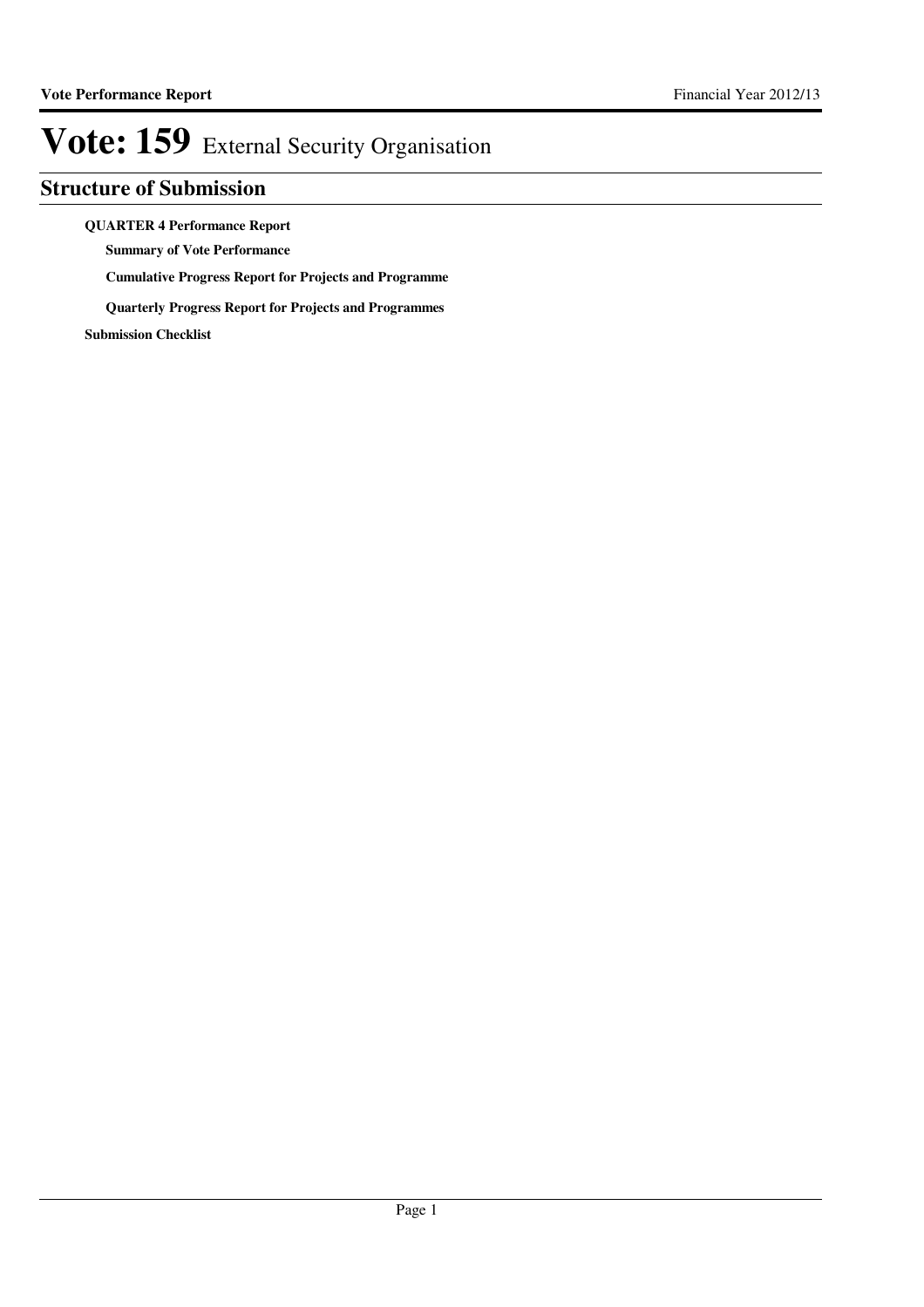# Vote: 159 External Security Organisation

## Structure of Submission

**QUARTER 4 Performance Report**

- **Summary of Vote Performance**
- **Cumulative Progress Report for Projects and Programme**
- **Quarterly Progress Report for Projects and Programmes**

**Submission Checklist**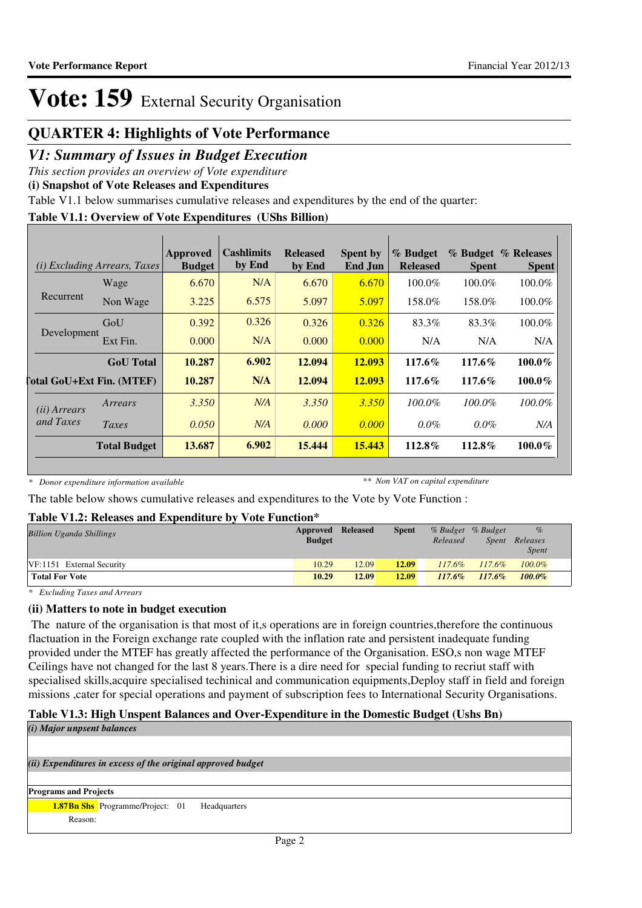# Vote: 159 External Security Organisation

## QUARTER 4: Highlights of Vote Performance

## *V1: Summary of Issues in Budget Execution*

*This section provides an overview of Vote expenditure*

**(i) Snapshot of Vote Releases and Expenditures**

Table V1.1 below summarises cumulative releases and expenditures by the end of the quarter:

**Table V1.1: Overview of Vote Expenditures (UShs Billion)**

| *(i) Excluding Arrears, Taxes* | | Approved Budget | Cashlimits by End | Released by End | Spent by End Jun | % Budget Released | % Budget Spent | % Releases Spent |
|---|---|---|---|---|---|---|---|---|
| Recurrent | Wage | 6.670 | N/A | 6.670 | 6.670 | 100.0% | 100.0% | 100.0% |
| | Non Wage | 3.225 | 6.575 | 5.097 | 5.097 | 158.0% | 158.0% | 100.0% |
| Development | GoU | 0.392 | 0.326 | 0.326 | 0.326 | 83.3% | 83.3% | 100.0% |
| | Ext Fin. | 0.000 | N/A | 0.000 | 0.000 | N/A | N/A | N/A |
| | **GoU Total** | **10.287** | **6.902** | **12.094** | **12.093** | **117.6%** | **117.6%** | **100.0%** |
| **Total GoU+Ext Fin. (MTEF)** | | **10.287** | **N/A** | **12.094** | **12.093** | **117.6%** | **117.6%** | **100.0%** |
| *(ii) Arrears and Taxes* | *Arrears* | *3.350* | *N/A* | *3.350* | *3.350* | *100.0%* | *100.0%* | *100.0%* |
| | *Taxes* | *0.050* | *N/A* | *0.000* | *0.000* | *0.0%* | *0.0%* | *N/A* |
| | **Total Budget** | **13.687** | **6.902** | **15.444** | **15.443** | **112.8%** | **112.8%** | **100.0%** |

\* *Donor expenditure information available* ** *Non VAT on capital expenditure*

The table below shows cumulative releases and expenditures to the Vote by Vote Function :

**Table V1.2: Releases and Expenditure by Vote Function***

| *Billion Uganda Shillings* | Approved Budget | Released | Spent | *% Budget Released* | *% Budget Spent* | *% Releases Spent* |
|---|---|---|---|---|---|---|
| VF:1151 External Security | 10.29 | 12.09 | **12.09** | *117.6%* | *117.6%* | *100.0%* |
| **Total For Vote** | **10.29** | **12.09** | **12.09** | ***117.6%*** | ***117.6%*** | ***100.0%*** |

\* *Excluding Taxes and Arrears*

**(ii) Matters to note in budget execution**

The nature of the organisation is that most of it,s operations are in foreign countries,therefore the continuous flactuation in the Foreign exchange rate coupled with the inflation rate and persistent inadequate funding provided under the MTEF has greatly affected the performance of the Organisation. ESO,s non wage MTEF Ceilings have not changed for the last 8 years.There is a dire need for special funding to recriut staff with specialised skills,acquire specialised techinical and communication equipments,Deploy staff in field and foreign missions ,cater for special operations and payment of subscription fees to International Security Organisations.

**Table V1.3: High Unspent Balances and Over-Expenditure in the Domestic Budget (Ushs Bn)**

***(i) Major unpsent balances***

***(ii) Expenditures in excess of the original approved budget***

**Programs and Projects**

**1.87Bn Shs** Programme/Project: 01 Headquarters

Reason: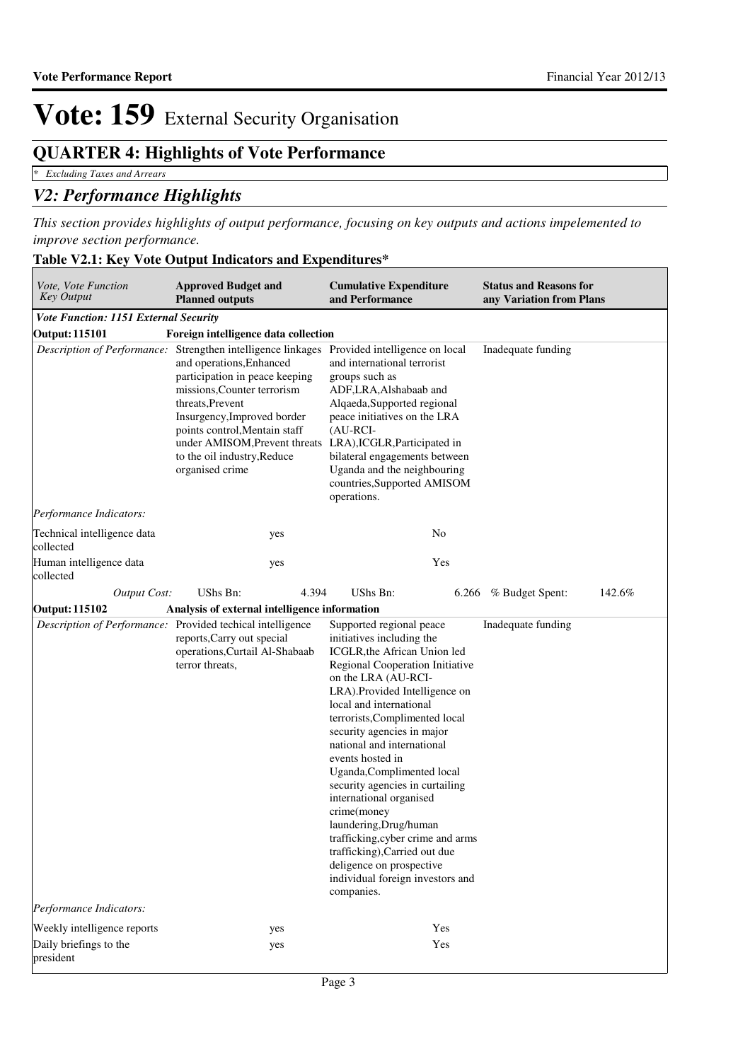# Vote: 159 External Security Organisation

## QUARTER 4: Highlights of Vote Performance

*\* Excluding Taxes and Arrears*

## *V2: Performance Highlights*

*This section provides highlights of output performance, focusing on key outputs and actions impelemented to improve section performance.*

### Table V2.1: Key Vote Output Indicators and Expenditures*

| *Vote, Vote Function Key Output* | **Approved Budget and Planned outputs** | **Cumulative Expenditure and Performance** | **Status and Reasons for any Variation from Plans** |
|---|---|---|---|
| ***Vote Function: 1151 External Security*** | | | |
| **Output: 115101** | **Foreign intelligence data collection** | | |
| *Description of Performance:* | Strengthen intelligence linkages and operations,Enhanced participation in peace keeping missions,Counter terrorism threats,Prevent Insurgency,Improved border points control,Mentain staff under AMISOM,Prevent threats to the oil industry,Reduce organised crime | Provided intelligence on local and international terrorist groups such as ADF,LRA,Alshabaab and Alqaeda,Supported regional peace initiatives on the LRA (AU-RCI-LRA),ICGLR,Participated in bilateral engagements between Uganda and the neighbouring countries,Supported AMISOM operations. | Inadequate funding |
| *Performance Indicators:* | | | |
| Technical intelligence data collected | yes | No | |
| Human intelligence data collected | yes | Yes | |
| *Output Cost:* | UShs Bn: 4.394 | UShs Bn: 6.266 | % Budget Spent: 142.6% |
| **Output: 115102** | **Analysis of external intelligence information** | | |
| *Description of Performance:* | Provided techical intelligence reports,Carry out special operations,Curtail Al-Shabaab terror threats, | Supported regional peace initiatives including the ICGLR,the African Union led Regional Cooperation Initiative on the LRA (AU-RCI-LRA).Provided Intelligence on local and international terrorists,Complimented local security agencies in major national and international events hosted in Uganda,Complimented local security agencies in curtailing international organised crime(money laundering,Drug/human trafficking,cyber crime and arms trafficking),Carried out due deligence on prospective individual foreign investors and companies. | Inadequate funding |
| *Performance Indicators:* | | | |
| Weekly intelligence reports | yes | Yes | |
| Daily briefings to the president | yes | Yes | |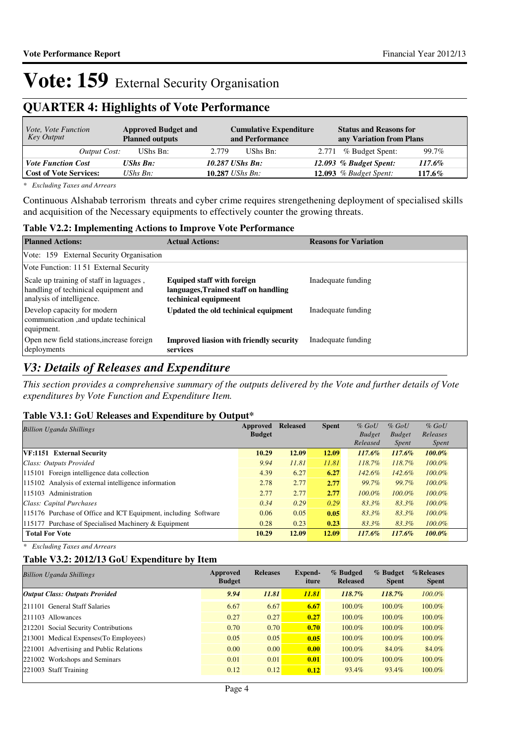# Vote: 159 External Security Organisation

## QUARTER 4: Highlights of Vote Performance

| *Vote, Vote Function Key Output* | **Approved Budget and Planned outputs** | **Cumulative Expenditure and Performance** | **Status and Reasons for any Variation from Plans** |
|---|---|---|---|
| *Output Cost:* | UShs Bn: 2.779 | UShs Bn: 2.771 | % Budget Spent: 99.7% |
| ***Vote Function Cost*** | ***UShs Bn: 10.287*** | ***UShs Bn: 12.093*** | ***% Budget Spent: 117.6%*** |
| **Cost of Vote Services:** | *UShs Bn:* **10.287** | *UShs Bn:* **12.093** | *% Budget Spent:* **117.6%** |

*\* Excluding Taxes and Arrears*

Continuous Alshabab terrorism threats and cyber crime requires strengethening deployment of specialised skills and acquisition of the Necessary equipments to effectively counter the growing threats.

### Table V2.2: Implementing Actions to Improve Vote Performance

| **Planned Actions:** | **Actual Actions:** | **Reasons for Variation** |
|---|---|---|
| Vote: 159 External Security Organisation | | |
| Vote Function: 11 51 External Security | | |
| Scale up training of staff in laguages , handling of techinical equipment and analysis of intelligence. | **Equiped staff with foreign languages,Trained staff on handling techinical equipmeent** | Inadequate funding |
| Develop capacity for modern communication ,and update techinical equipment. | **Updated the old techinical equipment** | Inadequate funding |
| Open new field stations,increase foreign deployments | **Improved liasion with friendly security services** | Inadequate funding |

## *V3: Details of Releases and Expenditure*

*This section provides a comprehensive summary of the outputs delivered by the Vote and further details of Vote expenditures by Vote Function and Expenditure Item.*

### Table V3.1: GoU Releases and Expenditure by Output*

| *Billion Uganda Shillings* | **Approved Budget** | **Released** | **Spent** | *% GoU Budget Released* | *% GoU Budget Spent* | *% GoU Releases Spent* |
|---|---|---|---|---|---|---|
| **VF:1151 External Security** | **10.29** | **12.09** | **12.09** | ***117.6%*** | ***117.6%*** | ***100.0%*** |
| *Class: Outputs Provided* | *9.94* | *11.81* | *11.81* | *118.7%* | *118.7%* | *100.0%* |
| 115101 Foreign intelligence data collection | 4.39 | 6.27 | **6.27** | *142.6%* | *142.6%* | *100.0%* |
| 115102 Analysis of external intelligence information | 2.78 | 2.77 | **2.77** | *99.7%* | *99.7%* | *100.0%* |
| 115103 Administration | 2.77 | 2.77 | **2.77** | *100.0%* | *100.0%* | *100.0%* |
| *Class: Capital Purchases* | *0.34* | *0.29* | *0.29* | *83.3%* | *83.3%* | *100.0%* |
| 115176 Purchase of Office and ICT Equipment, including Software | 0.06 | 0.05 | **0.05** | *83.3%* | *83.3%* | *100.0%* |
| 115177 Purchase of Specialised Machinery & Equipment | 0.28 | 0.23 | **0.23** | *83.3%* | *83.3%* | *100.0%* |
| **Total For Vote** | **10.29** | **12.09** | **12.09** | ***117.6%*** | ***117.6%*** | ***100.0%*** |

*\* Excluding Taxes and Arrears*

### Table V3.2: 2012/13 GoU Expenditure by Item

| *Billion Uganda Shillings* | **Approved Budget** | **Releases** | **Expend-iture** | **% Budged Released** | **% Budget Spent** | **%Releases Spent** |
|---|---|---|---|---|---|---|
| ***Output Class: Outputs Provided*** | ***9.94*** | ***11.81*** | ***11.81*** | ***118.7%*** | ***118.7%*** | *100.0%* |
| 211101 General Staff Salaries | 6.67 | 6.67 | **6.67** | 100.0% | 100.0% | 100.0% |
| 211103 Allowances | 0.27 | 0.27 | **0.27** | 100.0% | 100.0% | 100.0% |
| 212201 Social Security Contributions | 0.70 | 0.70 | **0.70** | 100.0% | 100.0% | 100.0% |
| 213001 Medical Expenses(To Employees) | 0.05 | 0.05 | **0.05** | 100.0% | 100.0% | 100.0% |
| 221001 Advertising and Public Relations | 0.00 | 0.00 | **0.00** | 100.0% | 84.0% | 84.0% |
| 221002 Workshops and Seminars | 0.01 | 0.01 | **0.01** | 100.0% | 100.0% | 100.0% |
| 221003 Staff Training | 0.12 | 0.12 | **0.12** | 93.4% | 93.4% | 100.0% |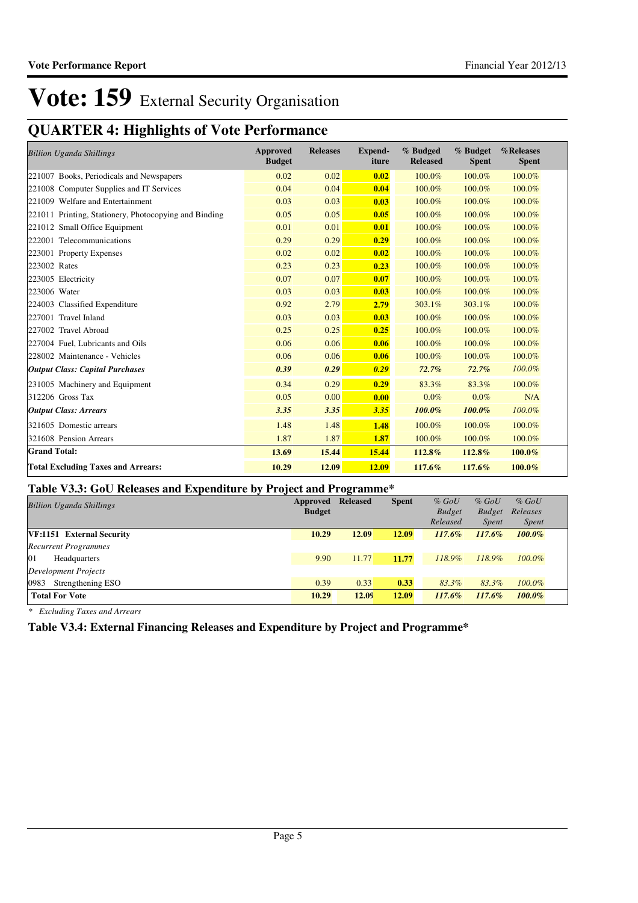# Vote: 159 External Security Organisation

## QUARTER 4: Highlights of Vote Performance

| *Billion Uganda Shillings* | Approved Budget | Releases | Expend-iture | % Budged Released | % Budget Spent | %Releases Spent |
|---|---|---|---|---|---|---|
| 221007 Books, Periodicals and Newspapers | 0.02 | 0.02 | **0.02** | 100.0% | 100.0% | 100.0% |
| 221008 Computer Supplies and IT Services | 0.04 | 0.04 | **0.04** | 100.0% | 100.0% | 100.0% |
| 221009 Welfare and Entertainment | 0.03 | 0.03 | **0.03** | 100.0% | 100.0% | 100.0% |
| 221011 Printing, Stationery, Photocopying and Binding | 0.05 | 0.05 | **0.05** | 100.0% | 100.0% | 100.0% |
| 221012 Small Office Equipment | 0.01 | 0.01 | **0.01** | 100.0% | 100.0% | 100.0% |
| 222001 Telecommunications | 0.29 | 0.29 | **0.29** | 100.0% | 100.0% | 100.0% |
| 223001 Property Expenses | 0.02 | 0.02 | **0.02** | 100.0% | 100.0% | 100.0% |
| 223002 Rates | 0.23 | 0.23 | **0.23** | 100.0% | 100.0% | 100.0% |
| 223005 Electricity | 0.07 | 0.07 | **0.07** | 100.0% | 100.0% | 100.0% |
| 223006 Water | 0.03 | 0.03 | **0.03** | 100.0% | 100.0% | 100.0% |
| 224003 Classified Expenditure | 0.92 | 2.79 | **2.79** | 303.1% | 303.1% | 100.0% |
| 227001 Travel Inland | 0.03 | 0.03 | **0.03** | 100.0% | 100.0% | 100.0% |
| 227002 Travel Abroad | 0.25 | 0.25 | **0.25** | 100.0% | 100.0% | 100.0% |
| 227004 Fuel, Lubricants and Oils | 0.06 | 0.06 | **0.06** | 100.0% | 100.0% | 100.0% |
| 228002 Maintenance - Vehicles | 0.06 | 0.06 | **0.06** | 100.0% | 100.0% | 100.0% |
| ***Output Class: Capital Purchases*** | ***0.39*** | ***0.29*** | ***0.29*** | ***72.7%*** | ***72.7%*** | *100.0%* |
| 231005 Machinery and Equipment | 0.34 | 0.29 | **0.29** | 83.3% | 83.3% | 100.0% |
| 312206 Gross Tax | 0.05 | 0.00 | **0.00** | 0.0% | 0.0% | N/A |
| ***Output Class: Arrears*** | ***3.35*** | ***3.35*** | ***3.35*** | ***100.0%*** | ***100.0%*** | *100.0%* |
| 321605 Domestic arrears | 1.48 | 1.48 | **1.48** | 100.0% | 100.0% | 100.0% |
| 321608 Pension Arrears | 1.87 | 1.87 | **1.87** | 100.0% | 100.0% | 100.0% |
| **Grand Total:** | **13.69** | **15.44** | **15.44** | **112.8%** | **112.8%** | **100.0%** |
| **Total Excluding Taxes and Arrears:** | **10.29** | **12.09** | **12.09** | **117.6%** | **117.6%** | **100.0%** |

### Table V3.3: GoU Releases and Expenditure by Project and Programme*

| *Billion Uganda Shillings* | Approved Budget | Released | Spent | *% GoU Budget Released* | *% GoU Budget Spent* | *% GoU Releases Spent* |
|---|---|---|---|---|---|---|
| **VF:1151 External Security** | **10.29** | **12.09** | **12.09** | ***117.6%*** | ***117.6%*** | ***100.0%*** |
| *Recurrent Programmes* | | | | | | |
| 01 Headquarters | 9.90 | 11.77 | **11.77** | *118.9%* | *118.9%* | *100.0%* |
| *Development Projects* | | | | | | |
| 0983 Strengthening ESO | 0.39 | 0.33 | **0.33** | *83.3%* | *83.3%* | *100.0%* |
| **Total For Vote** | **10.29** | **12.09** | **12.09** | ***117.6%*** | ***117.6%*** | ***100.0%*** |

*\* Excluding Taxes and Arrears*

### Table V3.4: External Financing Releases and Expenditure by Project and Programme*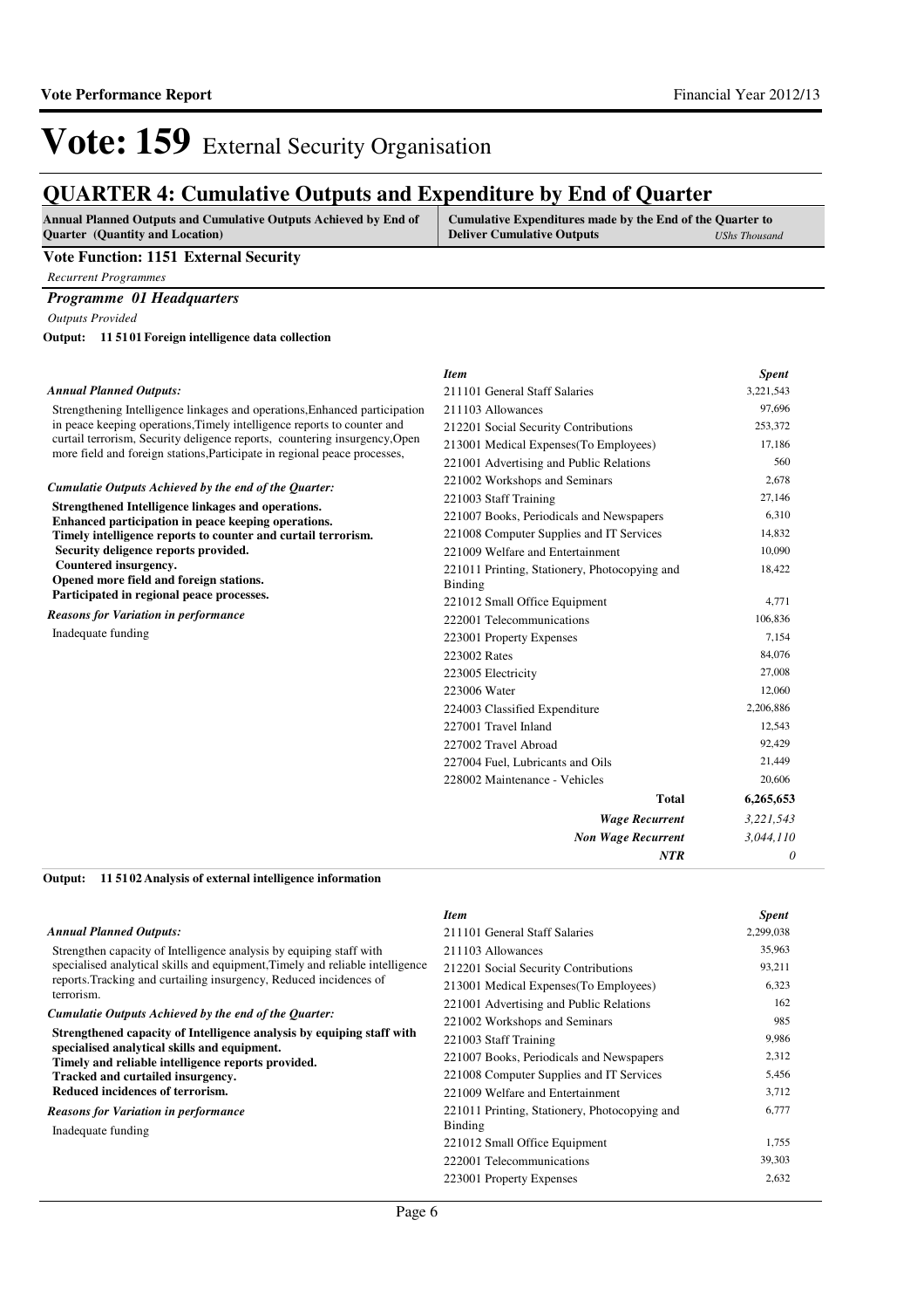# Vote: 159 External Security Organisation

## QUARTER 4: Cumulative Outputs and Expenditure by End of Quarter

| Annual Planned Outputs and Cumulative Outputs Achieved by End of Quarter (Quantity and Location) | Cumulative Expenditures made by the End of the Quarter to Deliver Cumulative Outputs *UShs Thousand* |
|---|---|

**Vote Function: 1151 External Security**

*Recurrent Programmes*

***Programme 01 Headquarters***

*Outputs Provided*

**Output: 11 51 01 Foreign intelligence data collection**

*Annual Planned Outputs:*

Strengthening Intelligence linkages and operations,Enhanced participation in peace keeping operations,Timely intelligence reports to counter and curtail terrorism, Security deligence reports, countering insurgency,Open more field and foreign stations,Participate in regional peace processes,

*Cumulatie Outputs Achieved by the end of the Quarter:*

**Strengthened Intelligence linkages and operations.**
**Enhanced participation in peace keeping operations.**
**Timely intelligence reports to counter and curtail terrorism.**
**Security deligence reports provided.**
**Countered insurgency.**
**Opened more field and foreign stations.**
**Participated in regional peace processes.**

*Reasons for Variation in performance*

Inadequate funding

| *Item* | *Spent* |
|---|---:|
| 211101 General Staff Salaries | 3,221,543 |
| 211103 Allowances | 97,696 |
| 212201 Social Security Contributions | 253,372 |
| 213001 Medical Expenses(To Employees) | 17,186 |
| 221001 Advertising and Public Relations | 560 |
| 221002 Workshops and Seminars | 2,678 |
| 221003 Staff Training | 27,146 |
| 221007 Books, Periodicals and Newspapers | 6,310 |
| 221008 Computer Supplies and IT Services | 14,832 |
| 221009 Welfare and Entertainment | 10,090 |
| 221011 Printing, Stationery, Photocopying and Binding | 18,422 |
| 221012 Small Office Equipment | 4,771 |
| 222001 Telecommunications | 106,836 |
| 223001 Property Expenses | 7,154 |
| 223002 Rates | 84,076 |
| 223005 Electricity | 27,008 |
| 223006 Water | 12,060 |
| 224003 Classified Expenditure | 2,206,886 |
| 227001 Travel Inland | 12,543 |
| 227002 Travel Abroad | 92,429 |
| 227004 Fuel, Lubricants and Oils | 21,449 |
| 228002 Maintenance - Vehicles | 20,606 |
| **Total** | **6,265,653** |
| ***Wage Recurrent*** | *3,221,543* |
| ***Non Wage Recurrent*** | *3,044,110* |
| ***NTR*** | *0* |

**Output: 11 51 02 Analysis of external intelligence information**

*Annual Planned Outputs:*

Strengthen capacity of Intelligence analysis by equiping staff with specialised analytical skills and equipment,Timely and reliable intelligence reports.Tracking and curtailing insurgency, Reduced incidences of terrorism.

*Cumulatie Outputs Achieved by the end of the Quarter:*

**Strengthened capacity of Intelligence analysis by equiping staff with specialised analytical skills and equipment.**
**Timely and reliable intelligence reports provided.**
**Tracked and curtailed insurgency.**
**Reduced incidences of terrorism.**

*Reasons for Variation in performance*

Inadequate funding

| *Item* | *Spent* |
|---|---:|
| 211101 General Staff Salaries | 2,299,038 |
| 211103 Allowances | 35,963 |
| 212201 Social Security Contributions | 93,211 |
| 213001 Medical Expenses(To Employees) | 6,323 |
| 221001 Advertising and Public Relations | 162 |
| 221002 Workshops and Seminars | 985 |
| 221003 Staff Training | 9,986 |
| 221007 Books, Periodicals and Newspapers | 2,312 |
| 221008 Computer Supplies and IT Services | 5,456 |
| 221009 Welfare and Entertainment | 3,712 |
| 221011 Printing, Stationery, Photocopying and Binding | 6,777 |
| 221012 Small Office Equipment | 1,755 |
| 222001 Telecommunications | 39,303 |
| 223001 Property Expenses | 2,632 |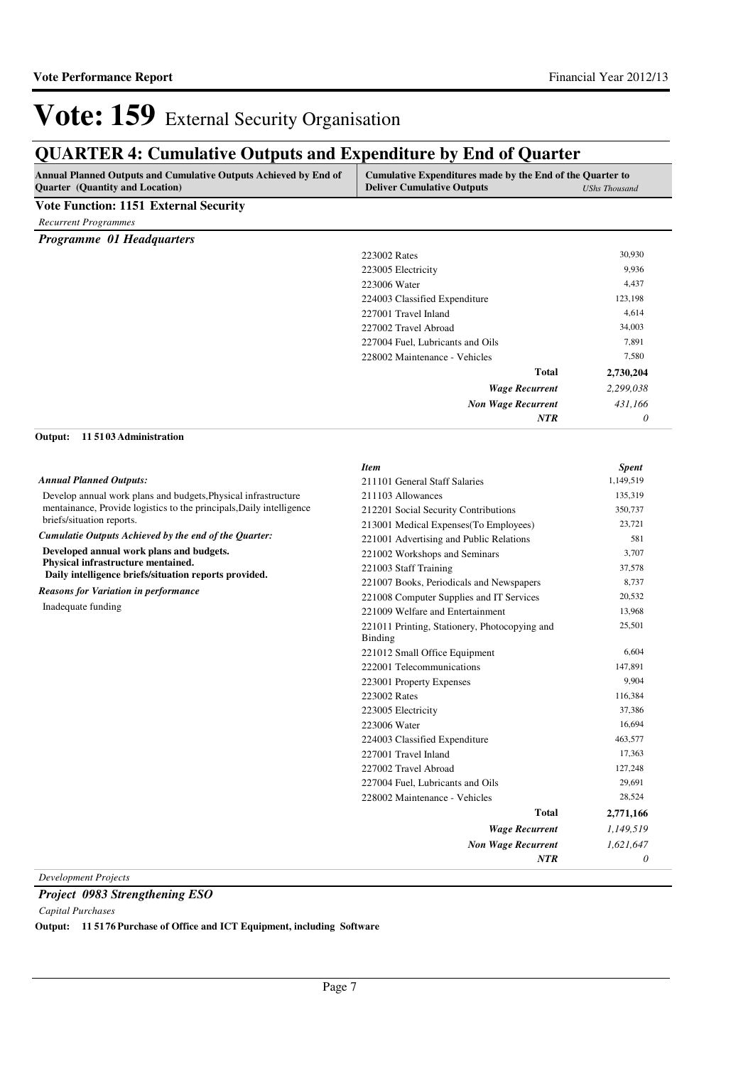# Vote: 159 External Security Organisation

## QUARTER 4: Cumulative Outputs and Expenditure by End of Quarter

| Annual Planned Outputs and Cumulative Outputs Achieved by End of Quarter (Quantity and Location) | Cumulative Expenditures made by the End of the Quarter to Deliver Cumulative Outputs | USh​s Thousand |
|---|---|---|

**Vote Function: 1151 External Security**

*Recurrent Programmes*

***Programme 01 Headquarters***

| Item | Spent |
|---|---|
| 223002 Rates | 30,930 |
| 223005 Electricity | 9,936 |
| 223006 Water | 4,437 |
| 224003 Classified Expenditure | 123,198 |
| 227001 Travel Inland | 4,614 |
| 227002 Travel Abroad | 34,003 |
| 227004 Fuel, Lubricants and Oils | 7,891 |
| 228002 Maintenance - Vehicles | 7,580 |
| **Total** | **2,730,204** |
| ***Wage Recurrent*** | *2,299,038* |
| ***Non Wage Recurrent*** | *431,166* |
| ***NTR*** | *0* |

**Output: 11 5103 Administration**

*Annual Planned Outputs:*

Develop annual work plans and budgets,Physical infrastructure mentainance, Provide logistics to the principals,Daily intelligence briefs/situation reports.

*Cumulatie Outputs Achieved by the end of the Quarter:*

**Developed annual work plans and budgets.**
**Physical infrastructure mentained.**
**Daily intelligence briefs/situation reports provided.**

*Reasons for Variation in performance*

Inadequate funding

| *Item* | *Spent* |
|---|---|
| 211101 General Staff Salaries | 1,149,519 |
| 211103 Allowances | 135,319 |
| 212201 Social Security Contributions | 350,737 |
| 213001 Medical Expenses(To Employees) | 23,721 |
| 221001 Advertising and Public Relations | 581 |
| 221002 Workshops and Seminars | 3,707 |
| 221003 Staff Training | 37,578 |
| 221007 Books, Periodicals and Newspapers | 8,737 |
| 221008 Computer Supplies and IT Services | 20,532 |
| 221009 Welfare and Entertainment | 13,968 |
| 221011 Printing, Stationery, Photocopying and Binding | 25,501 |
| 221012 Small Office Equipment | 6,604 |
| 222001 Telecommunications | 147,891 |
| 223001 Property Expenses | 9,904 |
| 223002 Rates | 116,384 |
| 223005 Electricity | 37,386 |
| 223006 Water | 16,694 |
| 224003 Classified Expenditure | 463,577 |
| 227001 Travel Inland | 17,363 |
| 227002 Travel Abroad | 127,248 |
| 227004 Fuel, Lubricants and Oils | 29,691 |
| 228002 Maintenance - Vehicles | 28,524 |
| **Total** | **2,771,166** |
| ***Wage Recurrent*** | *1,149,519* |
| ***Non Wage Recurrent*** | *1,621,647* |
| ***NTR*** | *0* |

*Development Projects*

***Project 0983 Strengthening ESO***

*Capital Purchases*

**Output: 11 5176 Purchase of Office and ICT Equipment, including Software**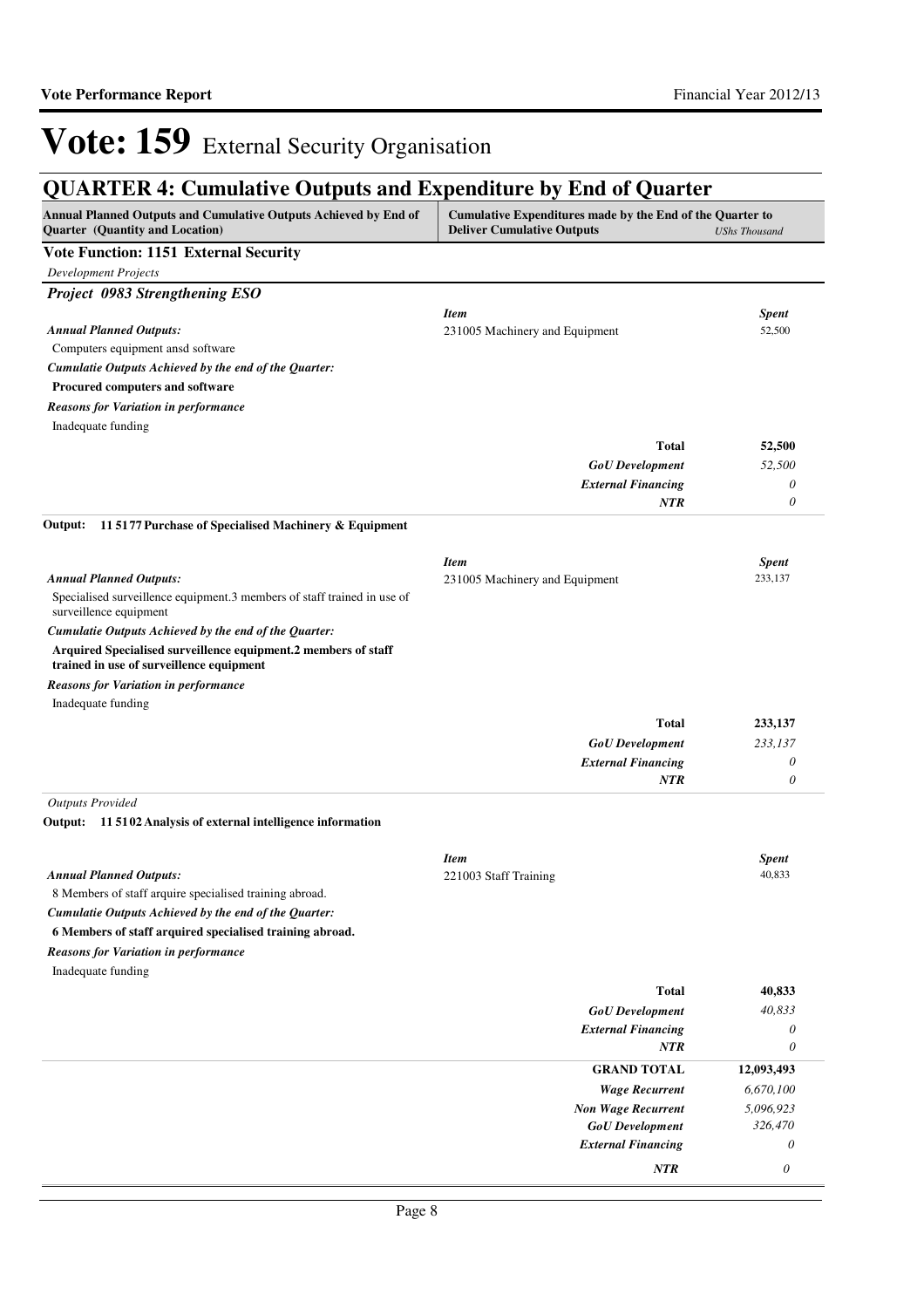# Vote: 159 External Security Organisation

## QUARTER 4: Cumulative Outputs and Expenditure by End of Quarter

| Annual Planned Outputs and Cumulative Outputs Achieved by End of Quarter (Quantity and Location) | Cumulative Expenditures made by the End of the Quarter to Deliver Cumulative Outputs | *UShs Thousand* |
|---|---|---|

**Vote Function: 1151 External Security**

*Development Projects*

***Project 0983 Strengthening ESO***

| | *Item* | *Spent* |
|---|---|---|
| ***Annual Planned Outputs:*** | 231005 Machinery and Equipment | 52,500 |
| Computers equipment ansd software | | |
| ***Cumulatie Outputs Achieved by the end of the Quarter:*** | | |
| **Procured computers and software** | | |
| ***Reasons for Variation in performance*** | | |
| Inadequate funding | | |
| | **Total** | **52,500** |
| | ***GoU Development*** | *52,500* |
| | ***External Financing*** | *0* |
| | ***NTR*** | *0* |

**Output: 11 5177 Purchase of Specialised Machinery & Equipment**

| | *Item* | *Spent* |
|---|---|---|
| ***Annual Planned Outputs:*** | 231005 Machinery and Equipment | 233,137 |
| Specialised surveillence equipment.3 members of staff trained in use of surveillence equipment | | |
| ***Cumulatie Outputs Achieved by the end of the Quarter:*** | | |
| **Arquired Specialised surveillence equipment.2 members of staff trained in use of surveillence equipment** | | |
| ***Reasons for Variation in performance*** | | |
| Inadequate funding | | |
| | **Total** | **233,137** |
| | ***GoU Development*** | *233,137* |
| | ***External Financing*** | *0* |
| | ***NTR*** | *0* |

*Outputs Provided*

**Output: 11 5102 Analysis of external intelligence information**

| | *Item* | *Spent* |
|---|---|---|
| ***Annual Planned Outputs:*** | 221003 Staff Training | 40,833 |
| 8 Members of staff arquire specialised training abroad. | | |
| ***Cumulatie Outputs Achieved by the end of the Quarter:*** | | |
| **6 Members of staff arquired specialised training abroad.** | | |
| ***Reasons for Variation in performance*** | | |
| Inadequate funding | | |
| | **Total** | **40,833** |
| | ***GoU Development*** | *40,833* |
| | ***External Financing*** | *0* |
| | ***NTR*** | *0* |
| | **GRAND TOTAL** | **12,093,493** |
| | ***Wage Recurrent*** | *6,670,100* |
| | ***Non Wage Recurrent*** | *5,096,923* |
| | ***GoU Development*** | *326,470* |
| | ***External Financing*** | *0* |
| | ***NTR*** | *0* |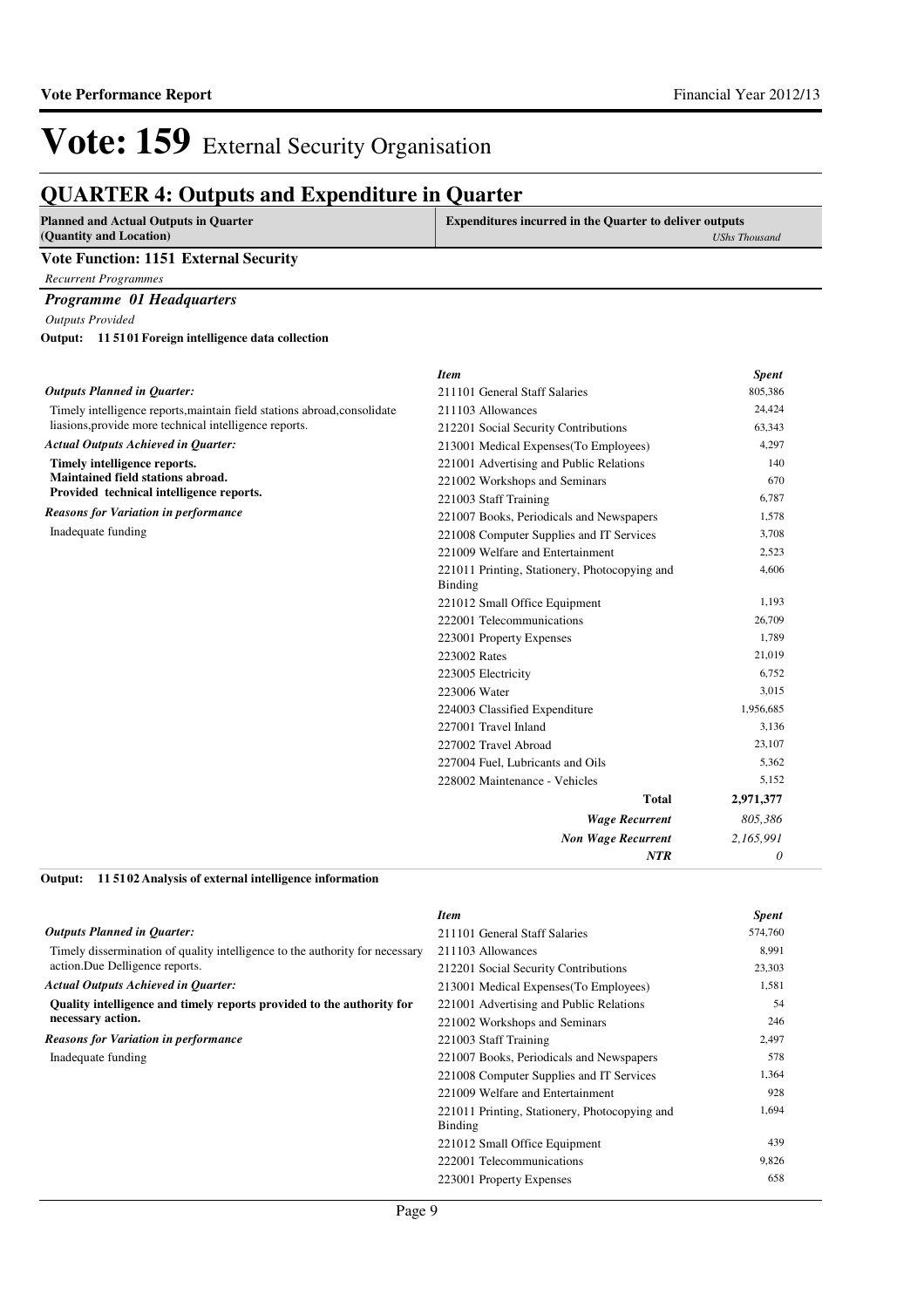# Vote: 159 External Security Organisation

## QUARTER 4: Outputs and Expenditure in Quarter

| Planned and Actual Outputs in Quarter (Quantity and Location) | Expenditures incurred in the Quarter to deliver outputs *UShs Thousand* |
|---|---|

**Vote Function: 1151 External Security**

*Recurrent Programmes*

### *Programme 01 Headquarters*

*Outputs Provided*

**Output: 11 51 01 Foreign intelligence data collection**

*Outputs Planned in Quarter:*

Timely intelligence reports,maintain field stations abroad,consolidate liasions,provide more technical intelligence reports.

*Actual Outputs Achieved in Quarter:*

**Timely intelligence reports.**
**Maintained field stations abroad.**
**Provided technical intelligence reports.**

*Reasons for Variation in performance*

Inadequate funding

| *Item* | *Spent* |
|---|---:|
| 211101 General Staff Salaries | 805,386 |
| 211103 Allowances | 24,424 |
| 212201 Social Security Contributions | 63,343 |
| 213001 Medical Expenses(To Employees) | 4,297 |
| 221001 Advertising and Public Relations | 140 |
| 221002 Workshops and Seminars | 670 |
| 221003 Staff Training | 6,787 |
| 221007 Books, Periodicals and Newspapers | 1,578 |
| 221008 Computer Supplies and IT Services | 3,708 |
| 221009 Welfare and Entertainment | 2,523 |
| 221011 Printing, Stationery, Photocopying and Binding | 4,606 |
| 221012 Small Office Equipment | 1,193 |
| 222001 Telecommunications | 26,709 |
| 223001 Property Expenses | 1,789 |
| 223002 Rates | 21,019 |
| 223005 Electricity | 6,752 |
| 223006 Water | 3,015 |
| 224003 Classified Expenditure | 1,956,685 |
| 227001 Travel Inland | 3,136 |
| 227002 Travel Abroad | 23,107 |
| 227004 Fuel, Lubricants and Oils | 5,362 |
| 228002 Maintenance - Vehicles | 5,152 |
| **Total** | **2,971,377** |
| ***Wage Recurrent*** | *805,386* |
| ***Non Wage Recurrent*** | *2,165,991* |
| ***NTR*** | *0* |

**Output: 11 51 02 Analysis of external intelligence information**

*Outputs Planned in Quarter:*

Timely dissermination of quality intelligence to the authority for necessary action.Due Delligence reports.

*Actual Outputs Achieved in Quarter:*

**Quality intelligence and timely reports provided to the authority for necessary action.**

*Reasons for Variation in performance*

Inadequate funding

| *Item* | *Spent* |
|---|---:|
| 211101 General Staff Salaries | 574,760 |
| 211103 Allowances | 8,991 |
| 212201 Social Security Contributions | 23,303 |
| 213001 Medical Expenses(To Employees) | 1,581 |
| 221001 Advertising and Public Relations | 54 |
| 221002 Workshops and Seminars | 246 |
| 221003 Staff Training | 2,497 |
| 221007 Books, Periodicals and Newspapers | 578 |
| 221008 Computer Supplies and IT Services | 1,364 |
| 221009 Welfare and Entertainment | 928 |
| 221011 Printing, Stationery, Photocopying and Binding | 1,694 |
| 221012 Small Office Equipment | 439 |
| 222001 Telecommunications | 9,826 |
| 223001 Property Expenses | 658 |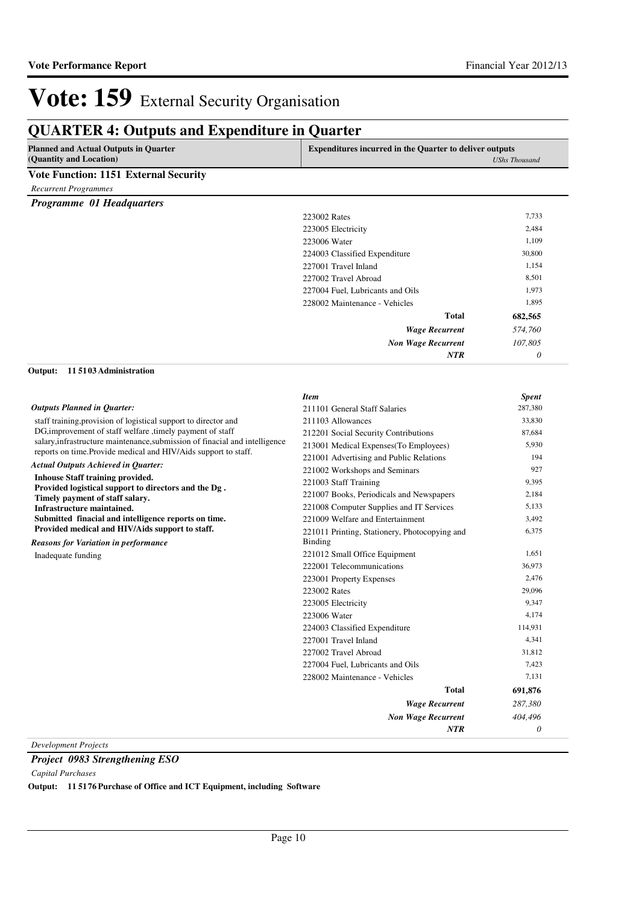# Vote: 159 External Security Organisation

## QUARTER 4: Outputs and Expenditure in Quarter

| Planned and Actual Outputs in Quarter (Quantity and Location) | Expenditures incurred in the Quarter to deliver outputs | UShs Thousand |
|---|---|---|

**Vote Function: 1151 External Security**

*Recurrent Programmes*

***Programme 01 Headquarters***

| Item | Spent |
|---|---|
| 223002 Rates | 7,733 |
| 223005 Electricity | 2,484 |
| 223006 Water | 1,109 |
| 224003 Classified Expenditure | 30,800 |
| 227001 Travel Inland | 1,154 |
| 227002 Travel Abroad | 8,501 |
| 227004 Fuel, Lubricants and Oils | 1,973 |
| 228002 Maintenance - Vehicles | 1,895 |
| **Total** | **682,565** |
| ***Wage Recurrent*** | *574,760* |
| ***Non Wage Recurrent*** | *107,805* |
| ***NTR*** | *0* |

**Output: 11 5103 Administration**

*Outputs Planned in Quarter:*

staff training,provision of logistical support to director and DG,improvement of staff welfare ,timely payment of staff salary,infrastructure maintenance,submission of finacial and intelligence reports on time.Provide medical and HIV/Aids support to staff.

*Actual Outputs Achieved in Quarter:*

**Inhouse Staff training provided.**
**Provided logistical support to directors and the Dg .**
**Timely payment of staff salary.**
**Infrastructure maintained.**
**Submitted finacial and intelligence reports on time.**
**Provided medical and HIV/Aids support to staff.**

*Reasons for Variation in performance*

Inadequate funding

| *Item* | *Spent* |
|---|---|
| 211101 General Staff Salaries | 287,380 |
| 211103 Allowances | 33,830 |
| 212201 Social Security Contributions | 87,684 |
| 213001 Medical Expenses(To Employees) | 5,930 |
| 221001 Advertising and Public Relations | 194 |
| 221002 Workshops and Seminars | 927 |
| 221003 Staff Training | 9,395 |
| 221007 Books, Periodicals and Newspapers | 2,184 |
| 221008 Computer Supplies and IT Services | 5,133 |
| 221009 Welfare and Entertainment | 3,492 |
| 221011 Printing, Stationery, Photocopying and Binding | 6,375 |
| 221012 Small Office Equipment | 1,651 |
| 222001 Telecommunications | 36,973 |
| 223001 Property Expenses | 2,476 |
| 223002 Rates | 29,096 |
| 223005 Electricity | 9,347 |
| 223006 Water | 4,174 |
| 224003 Classified Expenditure | 114,931 |
| 227001 Travel Inland | 4,341 |
| 227002 Travel Abroad | 31,812 |
| 227004 Fuel, Lubricants and Oils | 7,423 |
| 228002 Maintenance - Vehicles | 7,131 |
| **Total** | **691,876** |
| ***Wage Recurrent*** | *287,380* |
| ***Non Wage Recurrent*** | *404,496* |
| ***NTR*** | *0* |

*Development Projects*

***Project 0983 Strengthening ESO***

*Capital Purchases*

**Output: 11 5176 Purchase of Office and ICT Equipment, including Software**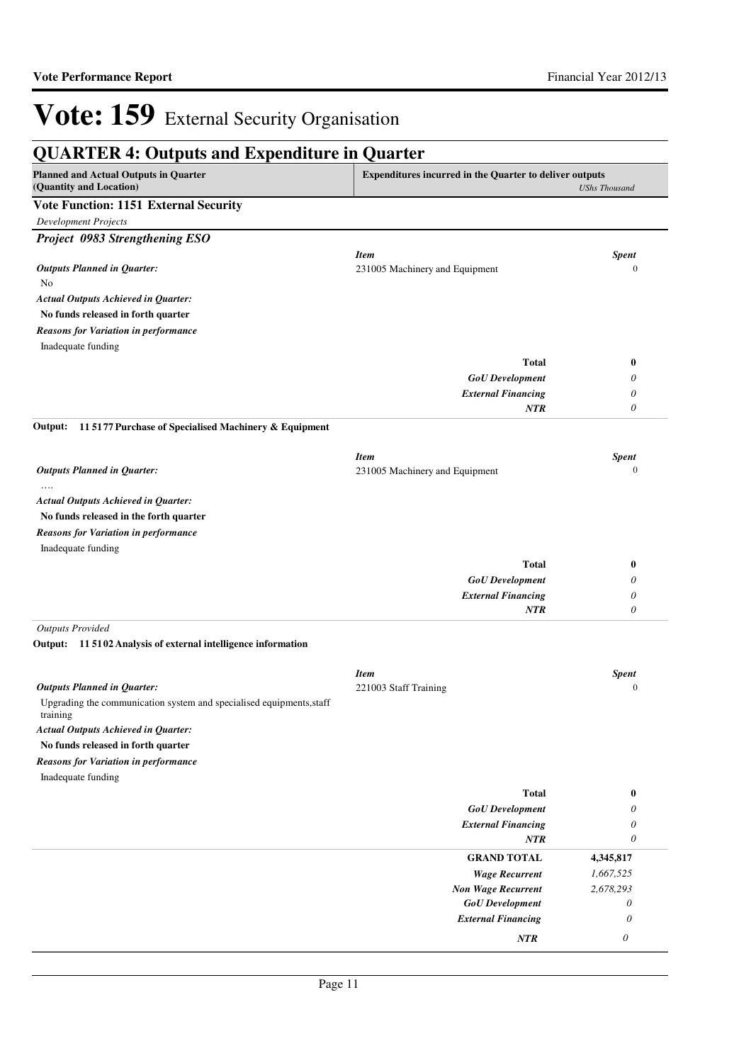# Vote: 159 External Security Organisation

## QUARTER 4: Outputs and Expenditure in Quarter

| Planned and Actual Outputs in Quarter (Quantity and Location) | Expenditures incurred in the Quarter to deliver outputs | UShs Thousand |
|---|---|---|

**Vote Function: 1151 External Security**

*Development Projects*

### *Project 0983 Strengthening ESO*

| | *Item* | *Spent* |
|---|---|---|
| ***Outputs Planned in Quarter:*** | 231005 Machinery and Equipment | 0 |
| No | | |
| ***Actual Outputs Achieved in Quarter:*** | | |
| **No funds released in forth quarter** | | |
| ***Reasons for Variation in performance*** | | |
| Inadequate funding | | |
| | **Total** | **0** |
| | ***GoU Development*** | *0* |
| | ***External Financing*** | *0* |
| | ***NTR*** | *0* |

**Output: 11 5177 Purchase of Specialised Machinery & Equipment**

| | *Item* | *Spent* |
|---|---|---|
| ***Outputs Planned in Quarter:*** | 231005 Machinery and Equipment | 0 |
| …. | | |
| ***Actual Outputs Achieved in Quarter:*** | | |
| **No funds released in the forth quarter** | | |
| ***Reasons for Variation in performance*** | | |
| Inadequate funding | | |
| | **Total** | **0** |
| | ***GoU Development*** | *0* |
| | ***External Financing*** | *0* |
| | ***NTR*** | *0* |

*Outputs Provided*

**Output: 11 5102 Analysis of external intelligence information**

| | *Item* | *Spent* |
|---|---|---|
| ***Outputs Planned in Quarter:*** | 221003 Staff Training | 0 |
| Upgrading the communication system and specialised equipments,staff training | | |
| ***Actual Outputs Achieved in Quarter:*** | | |
| **No funds released in forth quarter** | | |
| ***Reasons for Variation in performance*** | | |
| Inadequate funding | | |
| | **Total** | **0** |
| | ***GoU Development*** | *0* |
| | ***External Financing*** | *0* |
| | ***NTR*** | *0* |

| | | |
|---|---|---|
| | **GRAND TOTAL** | **4,345,817** |
| | ***Wage Recurrent*** | *1,667,525* |
| | ***Non Wage Recurrent*** | *2,678,293* |
| | ***GoU Development*** | *0* |
| | ***External Financing*** | *0* |
| | ***NTR*** | *0* |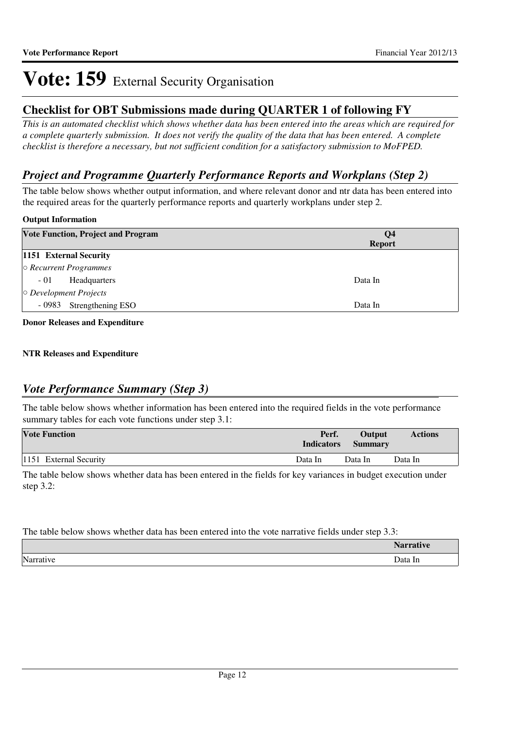# Vote: 159 External Security Organisation

## Checklist for OBT Submissions made during QUARTER 1 of following FY

*This is an automated checklist which shows whether data has been entered into the areas which are required for a complete quarterly submission. It does not verify the quality of the data that has been entered. A complete checklist is therefore a necessary, but not sufficient condition for a satisfactory submission to MoFPED.*

## *Project and Programme Quarterly Performance Reports and Workplans (Step 2)*

The table below shows whether output information, and where relevant donor and ntr data has been entered into the required areas for the quarterly performance reports and quarterly workplans under step 2.

**Output Information**

| Vote Function, Project and Program | Q4 Report |
|---|---|
| **1151 External Security** | |
| ○ *Recurrent Programmes* | |
| - 01 Headquarters | Data In |
| ○ *Development Projects* | |
| - 0983 Strengthening ESO | Data In |

**Donor Releases and Expenditure**

**NTR Releases and Expenditure**

## *Vote Performance Summary (Step 3)*

The table below shows whether information has been entered into the required fields in the vote performance summary tables for each vote functions under step 3.1:

| Vote Function | Perf. Indicators | Output Summary | Actions |
|---|---|---|---|
| 1151 External Security | Data In | Data In | Data In |

The table below shows whether data has been entered in the fields for key variances in budget execution under step 3.2:

The table below shows whether data has been entered into the vote narrative fields under step 3.3:

| | Narrative |
|---|---|
| Narrative | Data In |